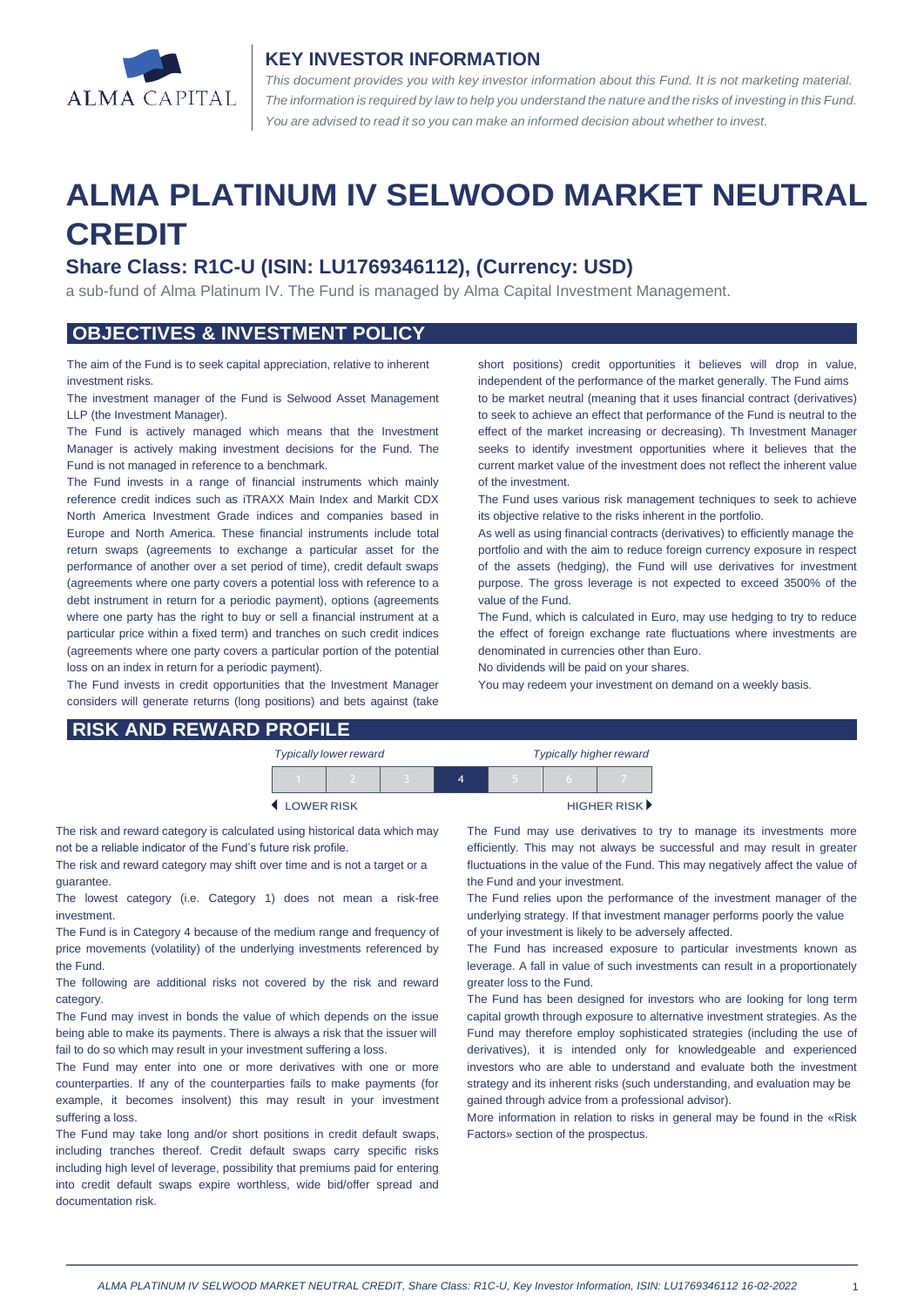## KEY INVESTOR INFORMATION

*This document provides you with key investor information about this Fund. It is not marketing material. The information is required by law to help you understand the nature and the risks of investing in this Fund. You are advised to read it so you can make an informed decision about whether to invest.*

# ALMA PLATINUM IV SELWOOD MARKET NEUTRAL CREDIT

### Share Class: R1C-U (ISIN: LU1769346112), (Currency: USD)

a sub-fund of Alma Platinum IV. The Fund is managed by Alma Capital Investment Management.

## OBJECTIVES & INVESTMENT POLICY

The aim of the Fund is to seek capital appreciation, relative to inherent investment risks.

The investment manager of the Fund is Selwood Asset Management LLP (the Investment Manager).

The Fund is actively managed which means that the Investment Manager is actively making investment decisions for the Fund. The Fund is not managed in reference to a benchmark.

The Fund invests in a range of financial instruments which mainly reference credit indices such as iTRAXX Main Index and Markit CDX North America Investment Grade indices and companies based in Europe and North America. These financial instruments include total return swaps (agreements to exchange a particular asset for the performance of another over a set period of time), credit default swaps (agreements where one party covers a potential loss with reference to a debt instrument in return for a periodic payment), options (agreements where one party has the right to buy or sell a financial instrument at a particular price within a fixed term) and tranches on such credit indices (agreements where one party covers a particular portion of the potential loss on an index in return for a periodic payment).

The Fund invests in credit opportunities that the Investment Manager considers will generate returns (long positions) and bets against (take short positions) credit opportunities it believes will drop in value, independent of the performance of the market generally. The Fund aims to be market neutral (meaning that it uses financial contract (derivatives) to seek to achieve an effect that performance of the Fund is neutral to the effect of the market increasing or decreasing). Th Investment Manager seeks to identify investment opportunities where it believes that the current market value of the investment does not reflect the inherent value of the investment.

The Fund uses various risk management techniques to seek to achieve its objective relative to the risks inherent in the portfolio.

As well as using financial contracts (derivatives) to efficiently manage the portfolio and with the aim to reduce foreign currency exposure in respect of the assets (hedging), the Fund will use derivatives for investment purpose. The gross leverage is not expected to exceed 3500% of the value of the Fund.

The Fund, which is calculated in Euro, may use hedging to try to reduce the effect of foreign exchange rate fluctuations where investments are denominated in currencies other than Euro.

No dividends will be paid on your shares.

You may redeem your investment on demand on a weekly basis.

## RISK AND REWARD PROFILE

*Typically lower reward* — *Typically higher reward*

| 1 | 2 | 3 | **4** | 5 | 6 | 7 |
|---|---|---|---|---|---|---|

◀ LOWER RISK — HIGHER RISK ▶

The risk and reward category is calculated using historical data which may not be a reliable indicator of the Fund's future risk profile.

The risk and reward category may shift over time and is not a target or a guarantee.

The lowest category (i.e. Category 1) does not mean a risk-free investment.

The Fund is in Category 4 because of the medium range and frequency of price movements (volatility) of the underlying investments referenced by the Fund.

The following are additional risks not covered by the risk and reward category.

The Fund may invest in bonds the value of which depends on the issue being able to make its payments. There is always a risk that the issuer will fail to do so which may result in your investment suffering a loss.

The Fund may enter into one or more derivatives with one or more counterparties. If any of the counterparties fails to make payments (for example, it becomes insolvent) this may result in your investment suffering a loss.

The Fund may take long and/or short positions in credit default swaps, including tranches thereof. Credit default swaps carry specific risks including high level of leverage, possibility that premiums paid for entering into credit default swaps expire worthless, wide bid/offer spread and documentation risk.

The Fund may use derivatives to try to manage its investments more efficiently. This may not always be successful and may result in greater fluctuations in the value of the Fund. This may negatively affect the value of the Fund and your investment.

The Fund relies upon the performance of the investment manager of the underlying strategy. If that investment manager performs poorly the value of your investment is likely to be adversely affected.

The Fund has increased exposure to particular investments known as leverage. A fall in value of such investments can result in a proportionately greater loss to the Fund.

The Fund has been designed for investors who are looking for long term capital growth through exposure to alternative investment strategies. As the Fund may therefore employ sophisticated strategies (including the use of derivatives), it is intended only for knowledgeable and experienced investors who are able to understand and evaluate both the investment strategy and its inherent risks (such understanding, and evaluation may be gained through advice from a professional advisor).

More information in relation to risks in general may be found in the «Risk Factors» section of the prospectus.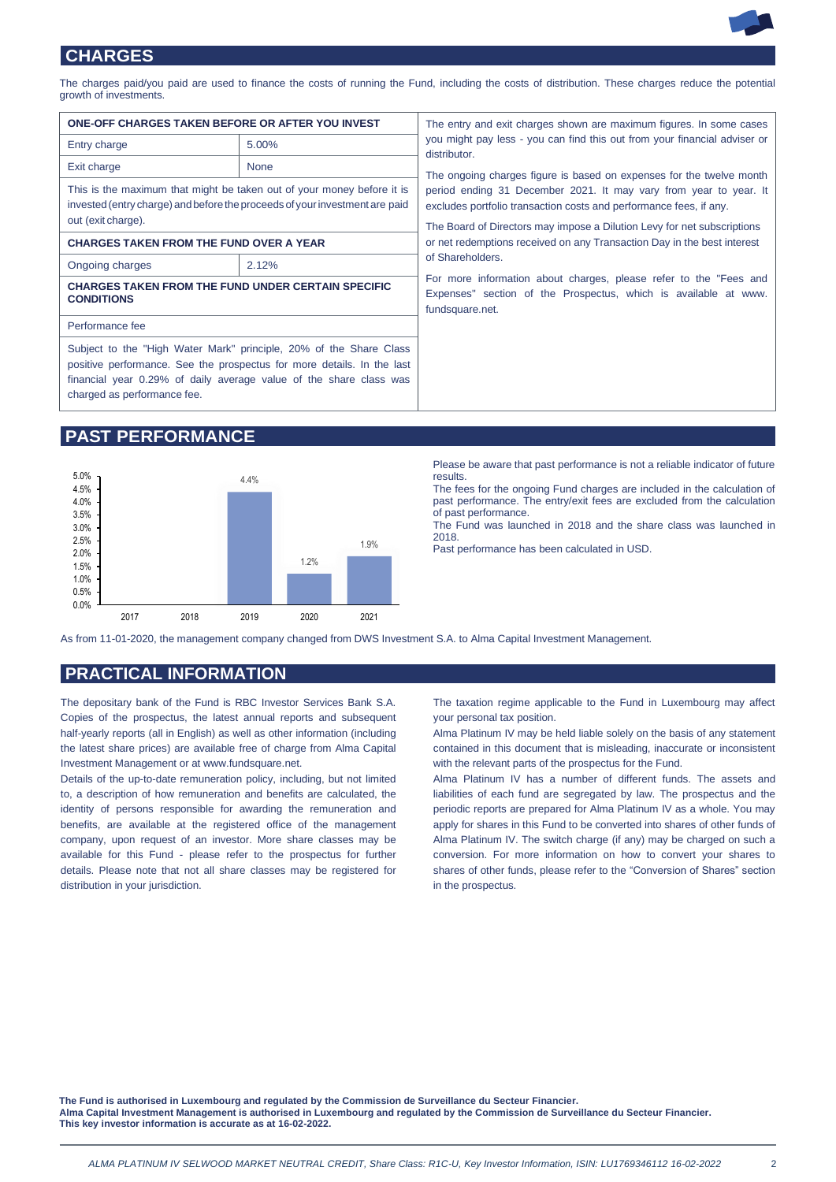## CHARGES

The charges paid/you paid are used to finance the costs of running the Fund, including the costs of distribution. These charges reduce the potential growth of investments.

| ONE-OFF CHARGES TAKEN BEFORE OR AFTER YOU INVEST | |
|---|---|
| Entry charge | 5.00% |
| Exit charge | None |
| This is the maximum that might be taken out of your money before it is invested (entry charge) and before the proceeds of your investment are paid out (exit charge). | |
| **CHARGES TAKEN FROM THE FUND OVER A YEAR** | |
| Ongoing charges | 2.12% |
| **CHARGES TAKEN FROM THE FUND UNDER CERTAIN SPECIFIC CONDITIONS** | |
| Performance fee | |
| Subject to the "High Water Mark" principle, 20% of the Share Class positive performance. See the prospectus for more details. In the last financial year 0.29% of daily average value of the share class was charged as performance fee. | |

The entry and exit charges shown are maximum figures. In some cases you might pay less - you can find this out from your financial adviser or distributor.

The ongoing charges figure is based on expenses for the twelve month period ending 31 December 2021. It may vary from year to year. It excludes portfolio transaction costs and performance fees, if any.

The Board of Directors may impose a Dilution Levy for net subscriptions or net redemptions received on any Transaction Day in the best interest of Shareholders.

For more information about charges, please refer to the "Fees and Expenses" section of the Prospectus, which is available at www.fundsquare.net.

## PAST PERFORMANCE

5.0%
4.5%
4.0%
3.5%
3.0%
2.5%
2.0%
1.5%
1.0%
0.5%
0.0%

4.4%
1.2%
1.9%

2017 2018 2019 2020 2021

Please be aware that past performance is not a reliable indicator of future results.

The fees for the ongoing Fund charges are included in the calculation of past performance. The entry/exit fees are excluded from the calculation of past performance.

The Fund was launched in 2018 and the share class was launched in 2018.

Past performance has been calculated in USD.

As from 11-01-2020, the management company changed from DWS Investment S.A. to Alma Capital Investment Management.

## PRACTICAL INFORMATION

The depositary bank of the Fund is RBC Investor Services Bank S.A. Copies of the prospectus, the latest annual reports and subsequent half-yearly reports (all in English) as well as other information (including the latest share prices) are available free of charge from Alma Capital Investment Management or at www.fundsquare.net.

Details of the up-to-date remuneration policy, including, but not limited to, a description of how remuneration and benefits are calculated, the identity of persons responsible for awarding the remuneration and benefits, are available at the registered office of the management company, upon request of an investor. More share classes may be available for this Fund - please refer to the prospectus for further details. Please note that not all share classes may be registered for distribution in your jurisdiction.

The taxation regime applicable to the Fund in Luxembourg may affect your personal tax position.

Alma Platinum IV may be held liable solely on the basis of any statement contained in this document that is misleading, inaccurate or inconsistent with the relevant parts of the prospectus for the Fund.

Alma Platinum IV has a number of different funds. The assets and liabilities of each fund are segregated by law. The prospectus and the periodic reports are prepared for Alma Platinum IV as a whole. You may apply for shares in this Fund to be converted into shares of other funds of Alma Platinum IV. The switch charge (if any) may be charged on such a conversion. For more information on how to convert your shares to shares of other funds, please refer to the "Conversion of Shares" section in the prospectus.

**The Fund is authorised in Luxembourg and regulated by the Commission de Surveillance du Secteur Financier.**
**Alma Capital Investment Management is authorised in Luxembourg and regulated by the Commission de Surveillance du Secteur Financier.**
**This key investor information is accurate as at 16-02-2022.**